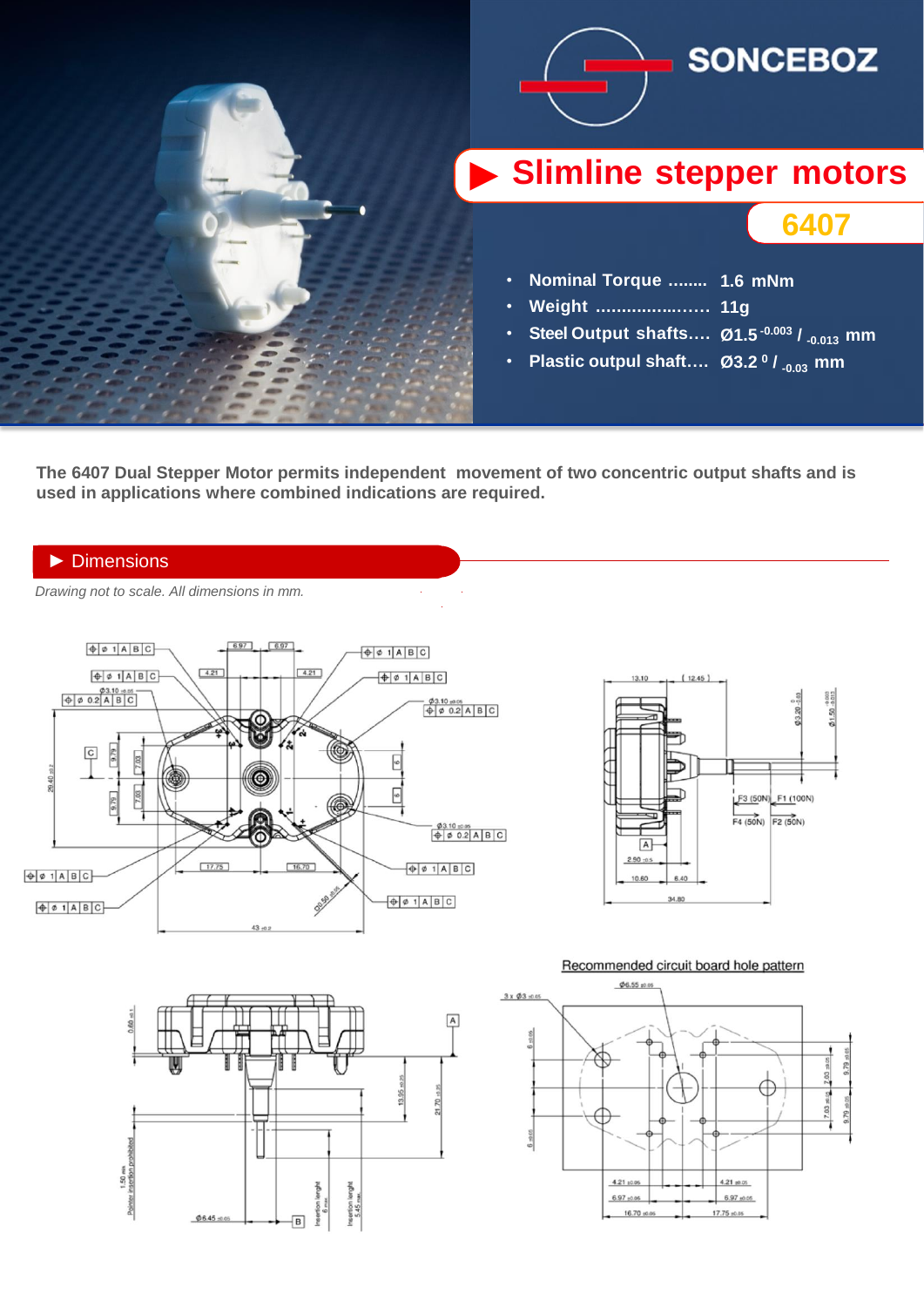SONCEBOZ

# ▶ Slimline stepper motors

## 6407

- **Nominal Torque ........ 1.6 mNm**
- **Weight .................... 11g**
- **Steel Output shafts.... Ø1.5 $^{-0.003}$ / $_{-0.013}$ mm**
- **Plastic output shaft.... Ø3.2 $^{0}$ / $_{-0.03}$ mm**

**The 6407 Dual Stepper Motor permits independent movement of two concentric output shafts and is used in applications where combined indications are required.**

## ▶ Dimensions

*Drawing not to scale. All dimensions in mm.*

Recommended circuit board hole pattern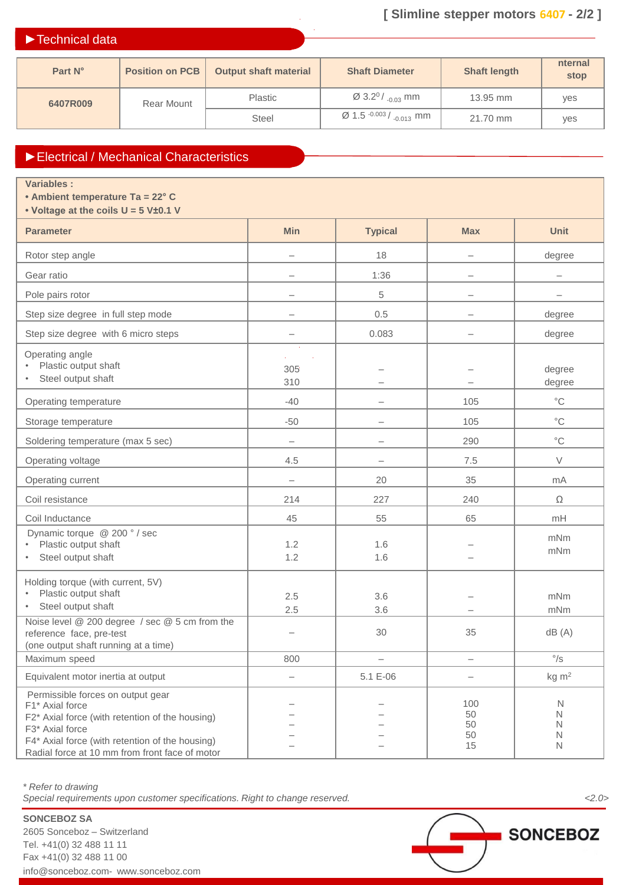## ▶Technical data

| Part N° | Position on PCB | Output shaft material | Shaft Diameter | Shaft length | nternal stop |
|---|---|---|---|---|---|
| 6407R009 | Rear Mount | Plastic | Ø 3.2$^{0}$ / $_{-0.03}$ mm | 13.95 mm | yes |
| | | Steel | Ø 1.5 $^{-0.003}$ / $_{-0.013}$ mm | 21.70 mm | yes |

## ▶Electrical / Mechanical Characteristics

**Variables :**
**• Ambient temperature Ta = 22° C**
**• Voltage at the coils U = 5 V±0.1 V**

| Parameter | Min | Typical | Max | Unit |
|---|---|---|---|---|
| Rotor step angle | – | 18 | – | degree |
| Gear ratio | – | 1:36 | – | – |
| Pole pairs rotor | – | 5 | – | – |
| Step size degree in full step mode | – | 0.5 | – | degree |
| Step size degree with 6 micro steps | – | 0.083 | – | degree |
| Operating angle<br>• Plastic output shaft<br>• Steel output shaft | 305<br>310 | –<br>– | –<br>– | degree<br>degree |
| Operating temperature | -40 | – | 105 | °C |
| Storage temperature | -50 | – | 105 | °C |
| Soldering temperature (max 5 sec) | – | – | 290 | °C |
| Operating voltage | 4.5 | – | 7.5 | V |
| Operating current | – | 20 | 35 | mA |
| Coil resistance | 214 | 227 | 240 | Ω |
| Coil Inductance | 45 | 55 | 65 | mH |
| Dynamic torque @ 200 ° / sec<br>• Plastic output shaft<br>• Steel output shaft | 1.2<br>1.2 | 1.6<br>1.6 | –<br>– | mNm<br>mNm |
| Holding torque (with current, 5V)<br>• Plastic output shaft<br>• Steel output shaft | 2.5<br>2.5 | 3.6<br>3.6 | –<br>– | mNm<br>mNm |
| Noise level @ 200 degree / sec @ 5 cm from the reference face, pre-test (one output shaft running at a time) | – | 30 | 35 | dB (A) |
| Maximum speed | 800 | – | – | °/s |
| Equivalent motor inertia at output | – | 5.1 E-06 | – | kg m$^2$ |
| Permissible forces on output gear<br>F1* Axial force<br>F2* Axial force (with retention of the housing)<br>F3* Axial force<br>F4* Axial force (with retention of the housing)<br>Radial force at 10 mm from front face of motor | –<br>–<br>–<br>–<br>– | –<br>–<br>–<br>–<br>– | 100<br>50<br>50<br>50<br>15 | N<br>N<br>N<br>N<br>N |

*\* Refer to drawing*
*Special requirements upon customer specifications. Right to change reserved.* *<2.0>*

**SONCEBOZ SA**
2605 Sonceboz – Switzerland
Tel. +41(0) 32 488 11 11
Fax +41(0) 32 488 11 00
info@sonceboz.com- www.sonceboz.com

SONCEBOZ